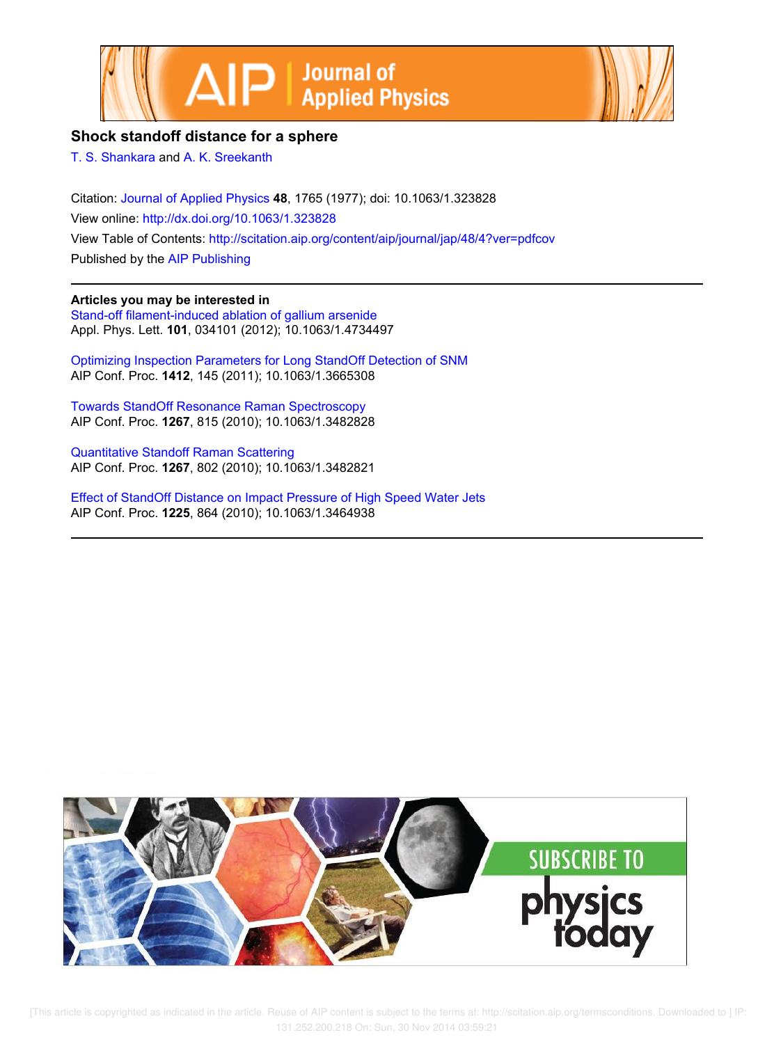# Shock standoff distance for a sphere

T. S. Shankara and A. K. Sreekanth

Citation: Journal of Applied Physics **48**, 1765 (1977); doi: 10.1063/1.323828

View online: http://dx.doi.org/10.1063/1.323828

View Table of Contents: http://scitation.aip.org/content/aip/journal/jap/48/4?ver=pdfcov

Published by the AIP Publishing

---

**Articles you may be interested in**

Stand-off filament-induced ablation of gallium arsenide
Appl. Phys. Lett. **101**, 034101 (2012); 10.1063/1.4734497

Optimizing Inspection Parameters for Long StandOff Detection of SNM
AIP Conf. Proc. **1412**, 145 (2011); 10.1063/1.3665308

Towards StandOff Resonance Raman Spectroscopy
AIP Conf. Proc. **1267**, 815 (2010); 10.1063/1.3482828

Quantitative Standoff Raman Scattering
AIP Conf. Proc. **1267**, 802 (2010); 10.1063/1.3482821

Effect of StandOff Distance on Impact Pressure of High Speed Water Jets
AIP Conf. Proc. **1225**, 864 (2010); 10.1063/1.3464938

---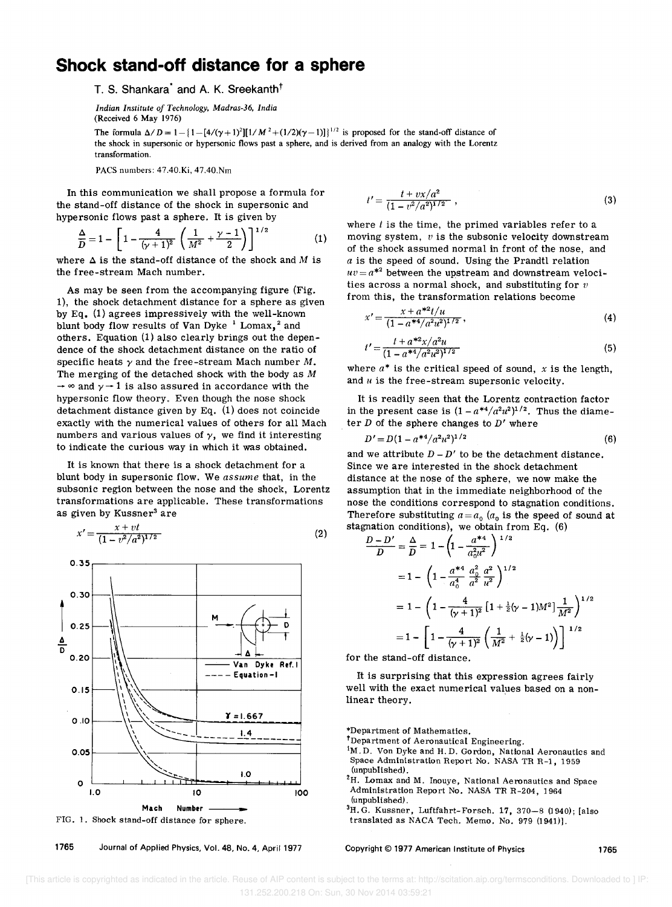# Shock stand-off distance for a sphere

T. S. Shankara* and A. K. Sreekanth†

*Indian Institute of Technology, Madras-36, India*
(Received 6 May 1976)

The formula $\Delta/D = 1 - \{1 - [4/(\gamma+1)^2][1/M^2 + (1/2)(\gamma-1)]\}^{1/2}$ is proposed for the stand-off distance of the shock in supersonic or hypersonic flows past a sphere, and is derived from an analogy with the Lorentz transformation.

PACS numbers: 47.40.Ki, 47.40.Nm

In this communication we shall propose a formula for the stand-off distance of the shock in supersonic and hypersonic flows past a sphere. It is given by

$$\frac{\Delta}{D} = 1 - \left[1 - \frac{4}{(\gamma+1)^2}\left(\frac{1}{M^2} + \frac{\gamma-1}{2}\right)\right]^{1/2} \tag{1}$$

where $\Delta$ is the stand-off distance of the shock and $M$ is the free-stream Mach number.

As may be seen from the accompanying figure (Fig. 1), the shock detachment distance for a sphere as given by Eq. (1) agrees impressively with the well-known blunt body flow results of Van Dyke [1] Lomax,[2] and others. Equation (1) also clearly brings out the dependence of the shock detachment distance on the ratio of specific heats $\gamma$ and the free-stream Mach number $M$. The merging of the detached shock with the body as $M \to \infty$ and $\gamma \to 1$ is also assured in accordance with the hypersonic flow theory. Even though the nose shock detachment distance given by Eq. (1) does not coincide exactly with the numerical values of others for all Mach numbers and various values of $\gamma$, we find it interesting to indicate the curious way in which it was obtained.

It is known that there is a shock detachment for a blunt body in supersonic flow. We *assume* that, in the subsonic region between the nose and the shock, Lorentz transformations are applicable. These transformations as given by Kussner[3] are

$$x' = \frac{x + vt}{(1 - v^2/a^2)^{1/2}} \tag{2}$$

0.35
0.30
0.25
Δ/D
0.20
0.15
0.10
0.05
0
1.0
10
100
Mach Number
M
D
Δ
Van Dyke Ref. I
Equation-I
γ = 1.667
1.4
1.0

FIG. 1. Shock stand-off distance for sphere.

$$t' = \frac{t + vx/a^2}{(1 - v^2/a^2)^{1/2}}, \tag{3}$$

where $t$ is the time, the primed variables refer to a moving system, $v$ is the subsonic velocity downstream of the shock assumed normal in front of the nose, and $a$ is the speed of sound. Using the Prandtl relation $uv = a^{*2}$ between the upstream and downstream velocities across a normal shock, and substituting for $v$ from this, the transformation relations become

$$x' = \frac{x + a^{*2}t/u}{(1 - a^{*4}/a^2u^2)^{1/2}}, \tag{4}$$

$$t' = \frac{t + a^{*2}x/a^2u}{(1 - a^{*4}/a^2u^2)^{1/2}} \tag{5}$$

where $a^*$ is the critical speed of sound, $x$ is the length, and $u$ is the free-stream supersonic velocity.

It is readily seen that the Lorentz contraction factor in the present case is $(1 - a^{*4}/a^2u^2)^{1/2}$. Thus the diameter $D$ of the sphere changes to $D'$ where

$$D' = D(1 - a^{*4}/a^2u^2)^{1/2} \tag{6}$$

and we attribute $D - D'$ to be the detachment distance. Since we are interested in the shock detachment distance at the nose of the sphere, we now make the assumption that in the immediate neighborhood of the nose the conditions correspond to stagnation conditions. Therefore substituting $a = a_0$ ($a_0$ is the speed of sound at stagnation conditions), we obtain from Eq. (6)

$$\frac{D - D'}{D} = \frac{\Delta}{D} = 1 - \left(1 - \frac{a^{*4}}{a_0^2u^2}\right)^{1/2}$$

$$= 1 - \left(1 - \frac{a^{*4}}{a_0^4}\frac{a_0^2}{a^2}\frac{a^2}{u^2}\right)^{1/2}$$

$$= 1 - \left(1 - \frac{4}{(\gamma+1)^2}\left[1 + \tfrac{1}{2}(\gamma-1)M^2\right]\frac{1}{M^2}\right)^{1/2}$$

$$= 1 - \left[1 - \frac{4}{(\gamma+1)^2}\left(\frac{1}{M^2} + \tfrac{1}{2}(\gamma-1)\right)\right]^{1/2}$$

for the stand-off distance.

It is surprising that this expression agrees fairly well with the exact numerical values based on a nonlinear theory.

*Department of Mathematics.

†Department of Aeronautical Engineering.

[1] M. D. Von Dyke and H. D. Gordon, National Aeronautics and Space Administration Report No. NASA TR R-1, 1959 (unpublished).

[2] H. Lomax and M. Inouye, National Aeronautics and Space Administration Report No. NASA TR R-204, 1964 (unpublished).

[3] H. G. Kussner, Luftfahrt-Forsch. 17, 370–8 (1940); [also translated as NACA Tech. Memo. No. 979 (1941)].